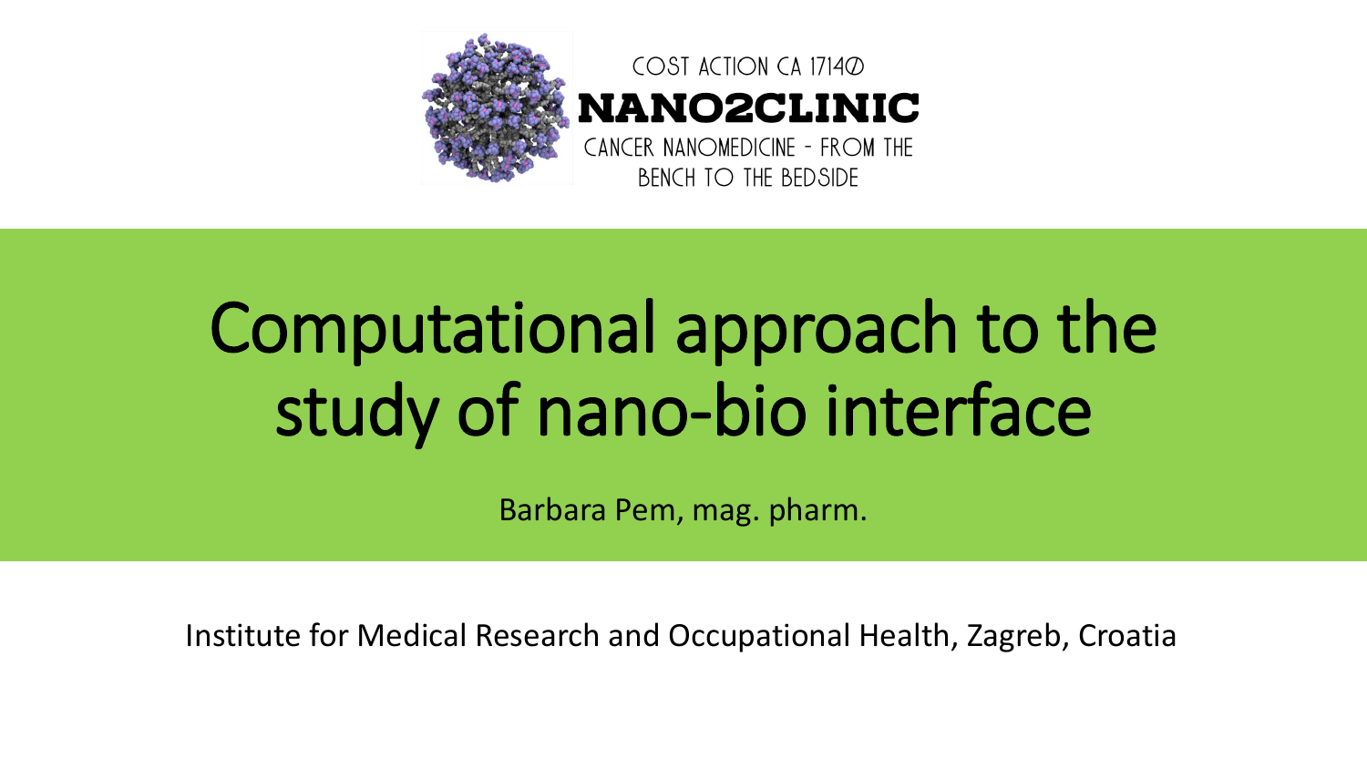COST ACTION CA 17140

**NANO2CLINIC**

CANCER NANOMEDICINE - FROM THE BENCH TO THE BEDSIDE

# Computational approach to the study of nano-bio interface

Barbara Pem, mag. pharm.

Institute for Medical Research and Occupational Health, Zagreb, Croatia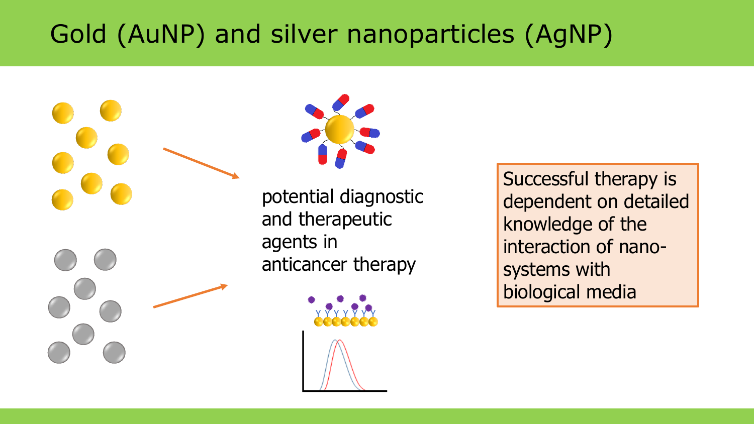# Gold (AuNP) and silver nanoparticles (AgNP)

potential diagnostic and therapeutic agents in anticancer therapy

Successful therapy is dependent on detailed knowledge of the interaction of nano-systems with biological media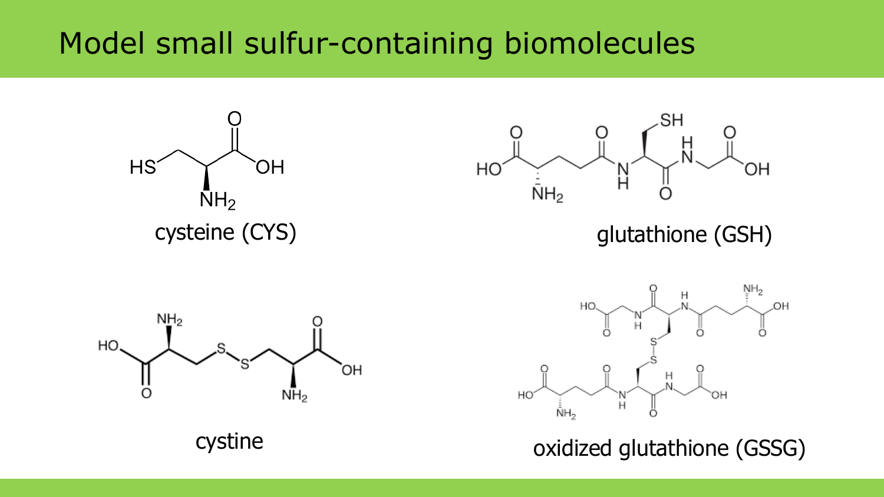# Model small sulfur-containing biomolecules

cysteine (CYS)

glutathione (GSH)

cystine

oxidized glutathione (GSSG)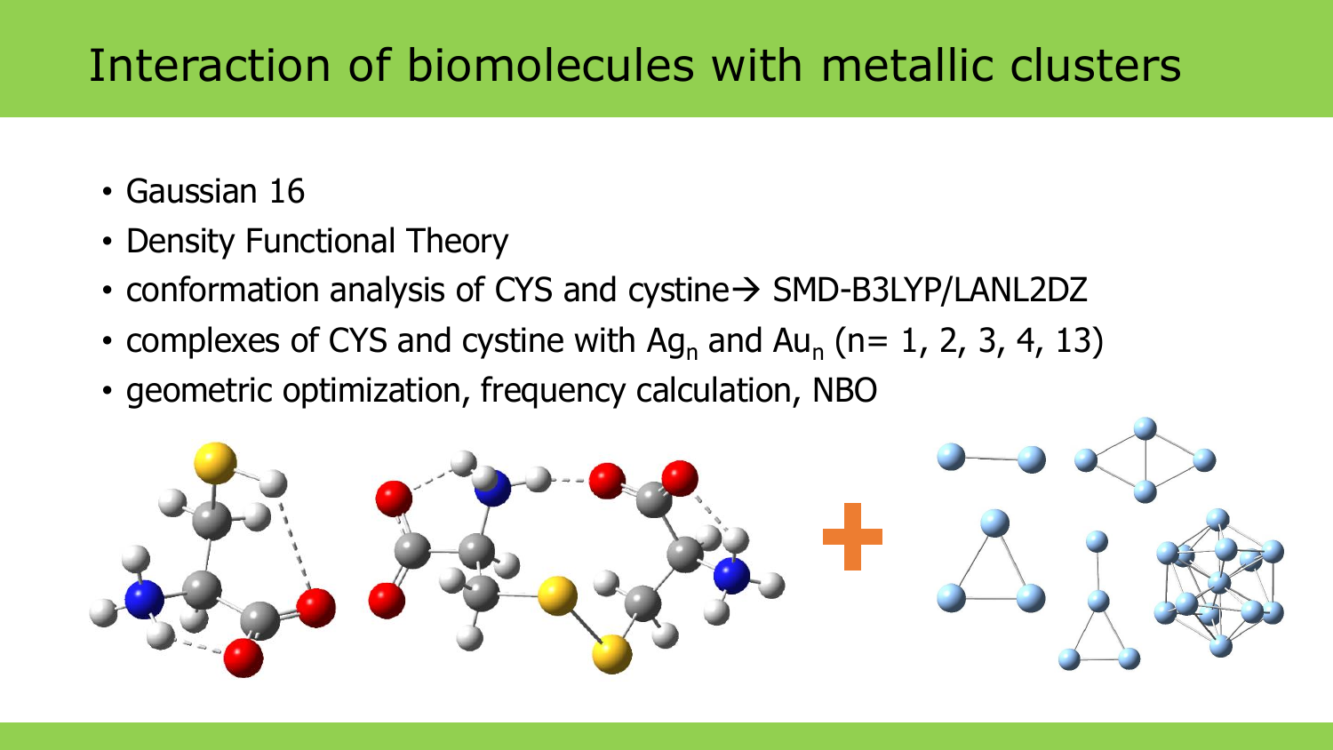# Interaction of biomolecules with metallic clusters

- Gaussian 16
- Density Functional Theory
- conformation analysis of CYS and cystine→ SMD-B3LYP/LANL2DZ
- complexes of CYS and cystine with $Ag_n$ and $Au_n$ (n= 1, 2, 3, 4, 13)
- geometric optimization, frequency calculation, NBO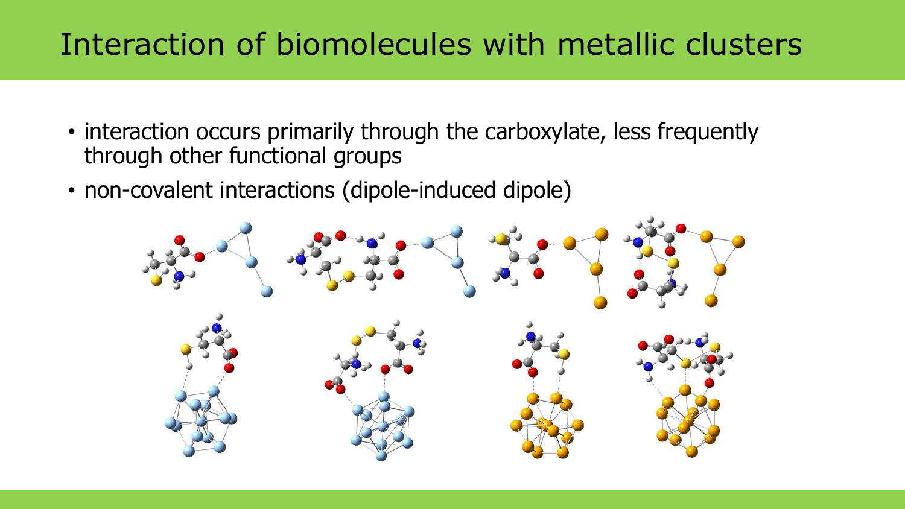# Interaction of biomolecules with metallic clusters

- interaction occurs primarily through the carboxylate, less frequently through other functional groups
- non-covalent interactions (dipole-induced dipole)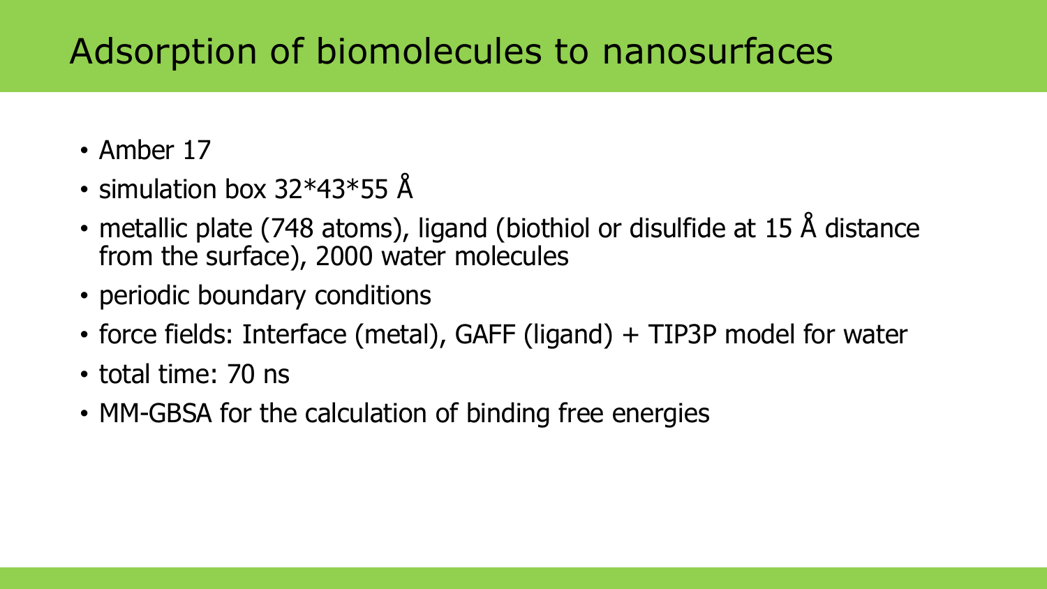# Adsorption of biomolecules to nanosurfaces

- Amber 17
- simulation box 32*43*55 Å
- metallic plate (748 atoms), ligand (biothiol or disulfide at 15 Å distance from the surface), 2000 water molecules
- periodic boundary conditions
- force fields: Interface (metal), GAFF (ligand) + TIP3P model for water
- total time: 70 ns
- MM-GBSA for the calculation of binding free energies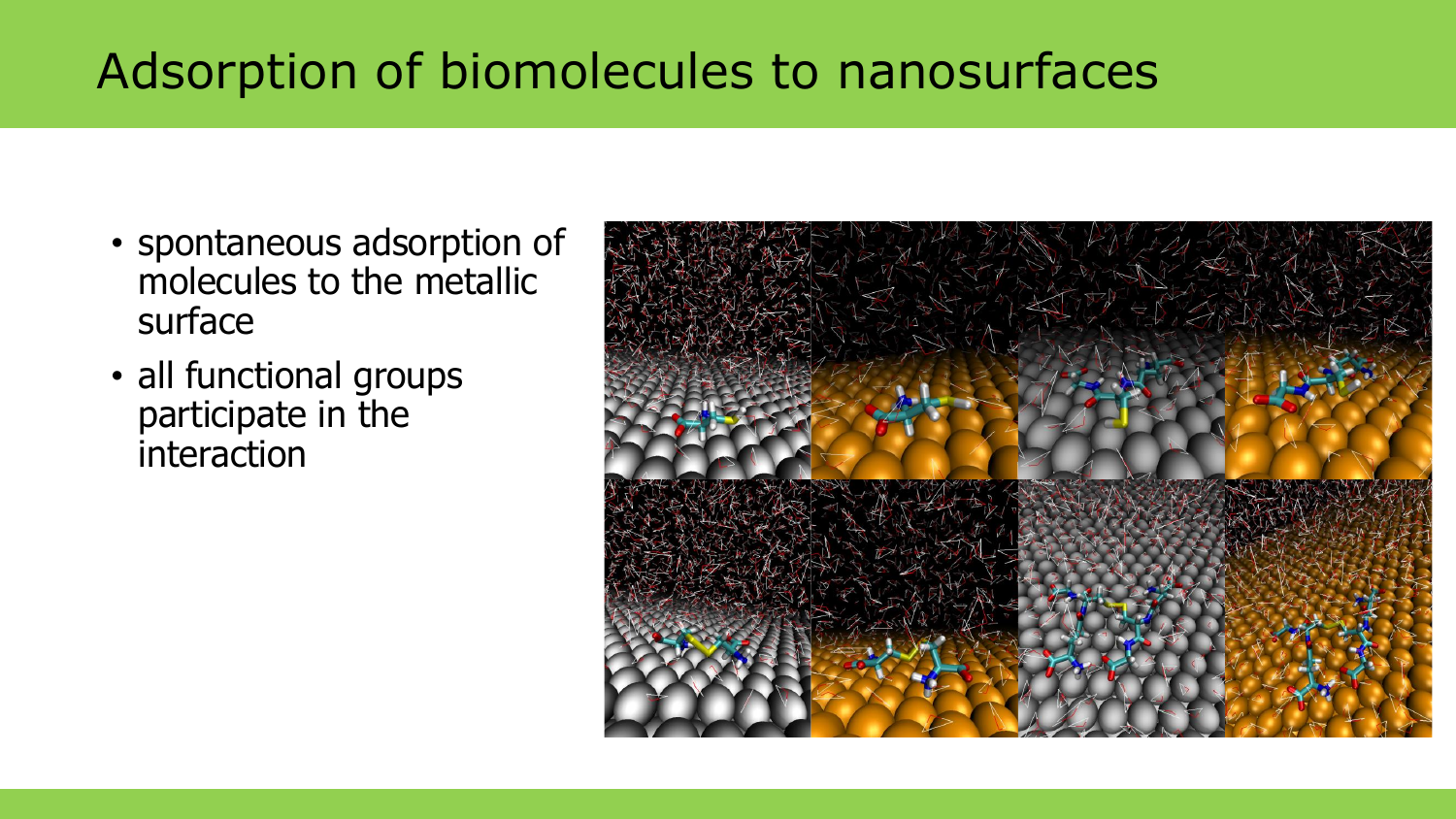# Adsorption of biomolecules to nanosurfaces

- spontaneous adsorption of molecules to the metallic surface
- all functional groups participate in the interaction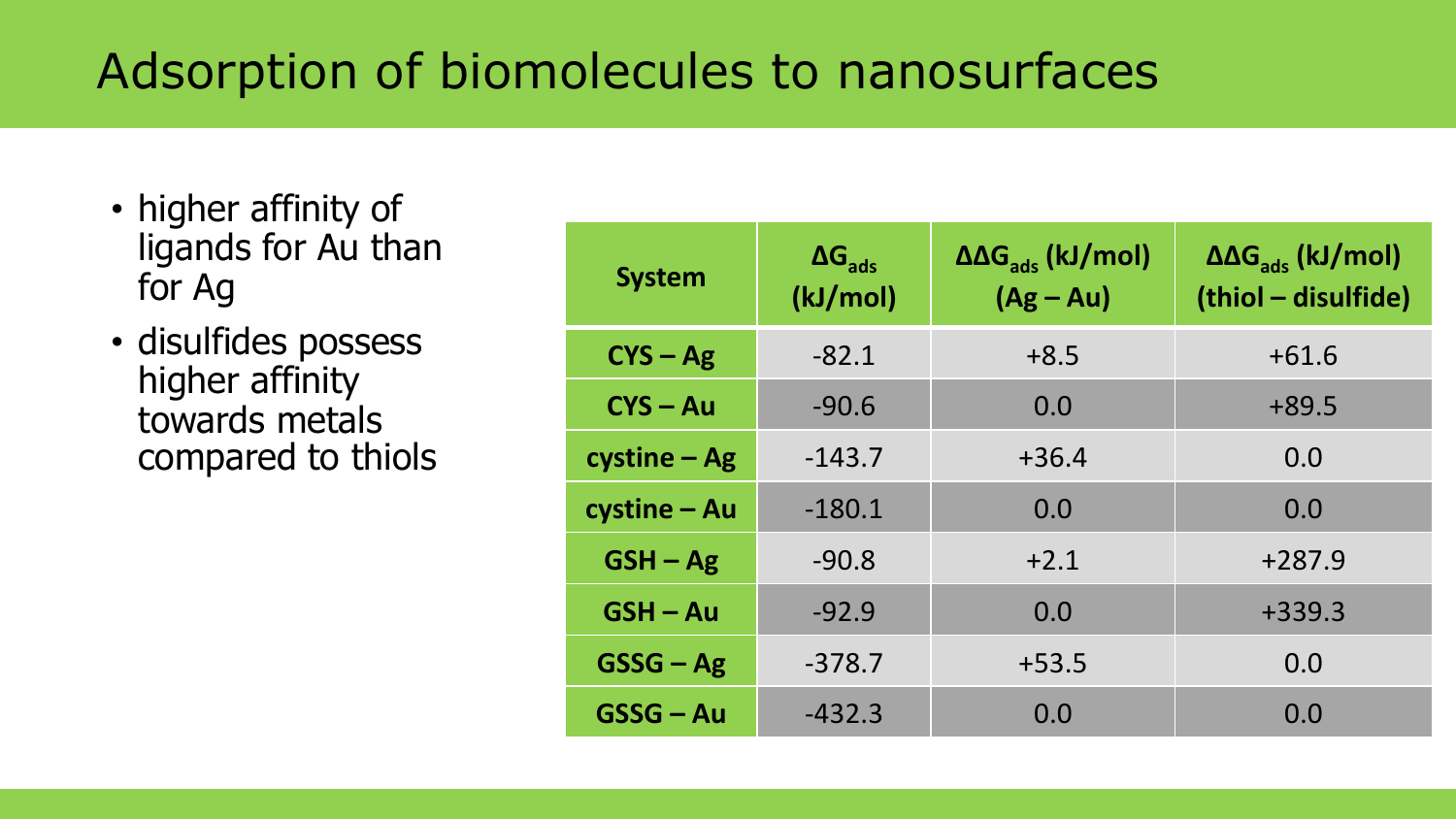# Adsorption of biomolecules to nanosurfaces

- higher affinity of ligands for Au than for Ag
- disulfides possess higher affinity towards metals compared to thiols

| System | $\Delta G_{ads}$ (kJ/mol) | $\Delta\Delta G_{ads}$ (kJ/mol) (Ag – Au) | $\Delta\Delta G_{ads}$ (kJ/mol) (thiol – disulfide) |
|---|---|---|---|
| **CYS – Ag** | -82.1 | +8.5 | +61.6 |
| **CYS – Au** | -90.6 | 0.0 | +89.5 |
| **cystine – Ag** | -143.7 | +36.4 | 0.0 |
| **cystine – Au** | -180.1 | 0.0 | 0.0 |
| **GSH – Ag** | -90.8 | +2.1 | +287.9 |
| **GSH – Au** | -92.9 | 0.0 | +339.3 |
| **GSSG – Ag** | -378.7 | +53.5 | 0.0 |
| **GSSG – Au** | -432.3 | 0.0 | 0.0 |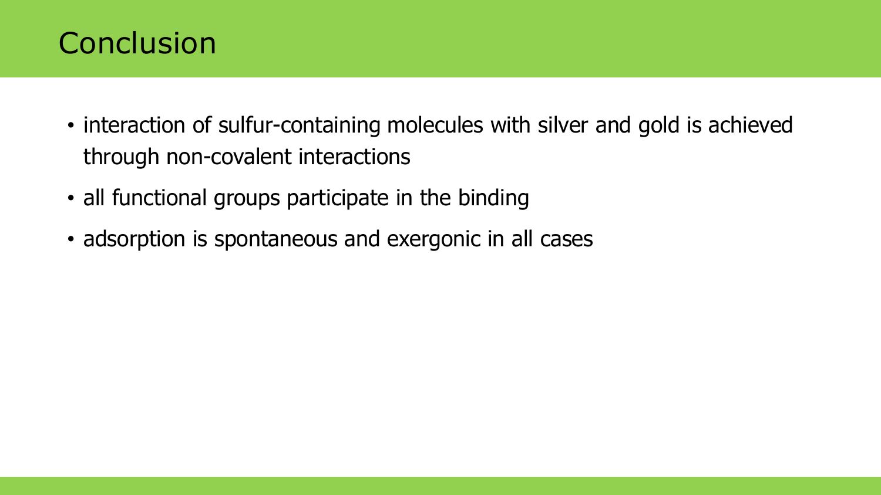# Conclusion

- interaction of sulfur-containing molecules with silver and gold is achieved through non-covalent interactions
- all functional groups participate in the binding
- adsorption is spontaneous and exergonic in all cases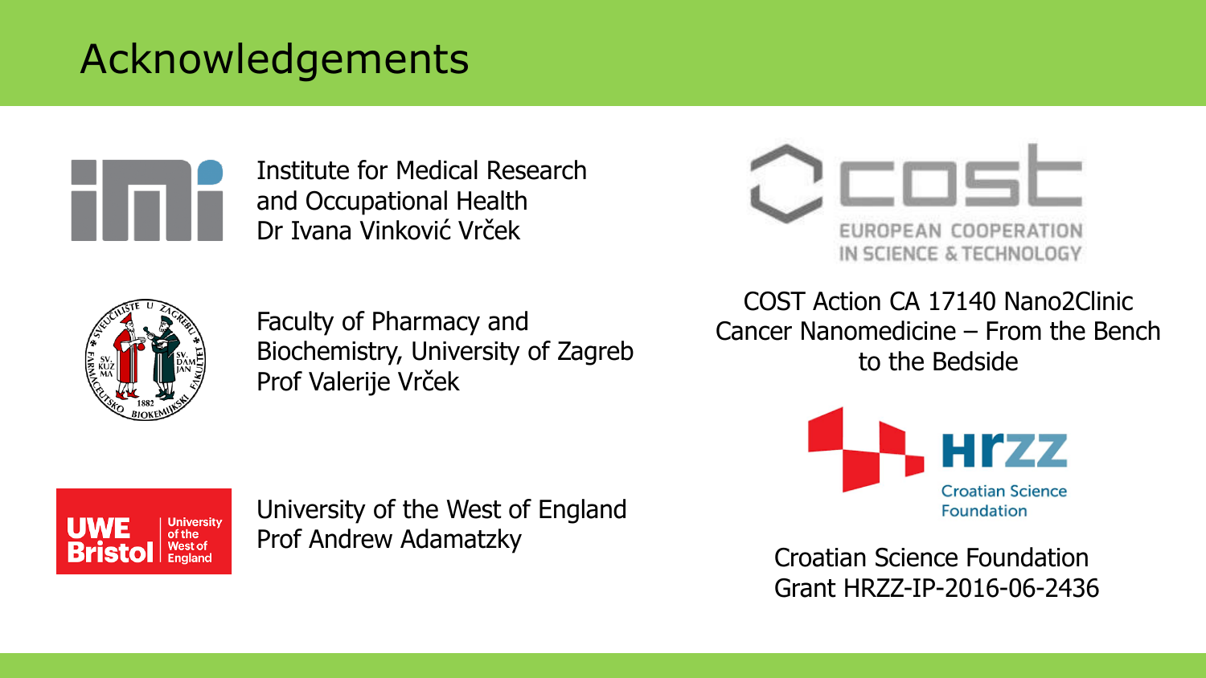# Acknowledgements

Institute for Medical Research
and Occupational Health
Dr Ivana Vinković Vrček

Faculty of Pharmacy and
Biochemistry, University of Zagreb
Prof Valerije Vrček

University of the West of England
Prof Andrew Adamatzky

COST Action CA 17140 Nano2Clinic
Cancer Nanomedicine – From the Bench
to the Bedside

Croatian Science Foundation
Grant HRZZ-IP-2016-06-2436